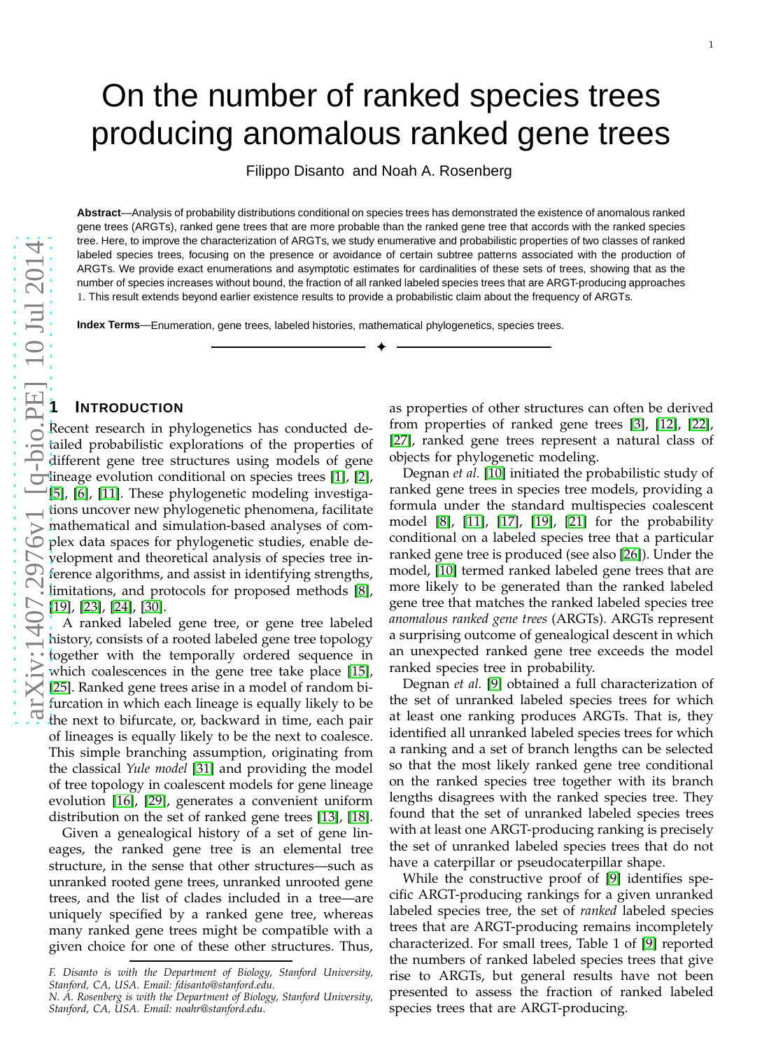# On the number of ranked species trees producing anomalous ranked gene trees

Filippo Disanto and Noah A. Rosenberg

**Abstract**—Analysis of probability distributions conditional on species trees has demonstrated the existence of anomalous ranked gene trees (ARGTs), ranked gene trees that are more probable than the ranked gene tree that accords with the ranked species tree. Here, to improve the characterization of ARGTs, we study enumerative and probabilistic properties of two classes of ranked labeled species trees, focusing on the presence or avoidance of certain subtree patterns associated with the production of ARGTs. We provide exact enumerations and asymptotic estimates for cardinalities of these sets of trees, showing that as the number of species increases without bound, the fraction of all ranked labeled species trees that are ARGT-producing approaches 1. This result extends beyond earlier existence results to provide a probabilistic claim about the frequency of ARGTs.

**Index Terms**—Enumeration, gene trees, labeled histories, mathematical phylogenetics, species trees.

## 1 Introduction

Recent research in phylogenetics has conducted detailed probabilistic explorations of the properties of different gene tree structures using models of gene lineage evolution conditional on species trees [1], [2], [5], [6], [11]. These phylogenetic modeling investigations uncover new phylogenetic phenomena, facilitate mathematical and simulation-based analyses of complex data spaces for phylogenetic studies, enable development and theoretical analysis of species tree inference algorithms, and assist in identifying strengths, limitations, and protocols for proposed methods [8], [19], [23], [24], [30].

A ranked labeled gene tree, or gene tree labeled history, consists of a rooted labeled gene tree topology together with the temporally ordered sequence in which coalescences in the gene tree take place [15], [25]. Ranked gene trees arise in a model of random bifurcation in which each lineage is equally likely to be the next to bifurcate, or, backward in time, each pair of lineages is equally likely to be the next to coalesce. This simple branching assumption, originating from the classical *Yule model* [31] and providing the model of tree topology in coalescent models for gene lineage evolution [16], [29], generates a convenient uniform distribution on the set of ranked gene trees [13], [18].

Given a genealogical history of a set of gene lineages, the ranked gene tree is an elemental tree structure, in the sense that other structures—such as unranked rooted gene trees, unranked unrooted gene trees, and the list of clades included in a tree—are uniquely specified by a ranked gene tree, whereas many ranked gene trees might be compatible with a given choice for one of these other structures. Thus, as properties of other structures can often be derived from properties of ranked gene trees [3], [12], [22], [27], ranked gene trees represent a natural class of objects for phylogenetic modeling.

Degnan *et al.* [10] initiated the probabilistic study of ranked gene trees in species tree models, providing a formula under the standard multispecies coalescent model [8], [11], [17], [19], [21] for the probability conditional on a labeled species tree that a particular ranked gene tree is produced (see also [26]). Under the model, [10] termed ranked labeled gene trees that are more likely to be generated than the ranked labeled gene tree that matches the ranked labeled species tree *anomalous ranked gene trees* (ARGTs). ARGTs represent a surprising outcome of genealogical descent in which an unexpected ranked gene tree exceeds the model ranked species tree in probability.

Degnan *et al.* [9] obtained a full characterization of the set of unranked labeled species trees for which at least one ranking produces ARGTs. That is, they identified all unranked labeled species trees for which a ranking and a set of branch lengths can be selected so that the most likely ranked gene tree conditional on the ranked species tree together with its branch lengths disagrees with the ranked species tree. They found that the set of unranked labeled species trees with at least one ARGT-producing ranking is precisely the set of unranked labeled species trees that do not have a caterpillar or pseudocaterpillar shape.

While the constructive proof of [9] identifies specific ARGT-producing rankings for a given unranked labeled species tree, the set of *ranked* labeled species trees that are ARGT-producing remains incompletely characterized. For small trees, Table 1 of [9] reported the numbers of ranked labeled species trees that give rise to ARGTs, but general results have not been presented to assess the fraction of ranked labeled species trees that are ARGT-producing.

*F. Disanto is with the Department of Biology, Stanford University, Stanford, CA, USA. Email: fdisanto@stanford.edu.*
*N. A. Rosenberg is with the Department of Biology, Stanford University, Stanford, CA, USA. Email: noahr@stanford.edu.*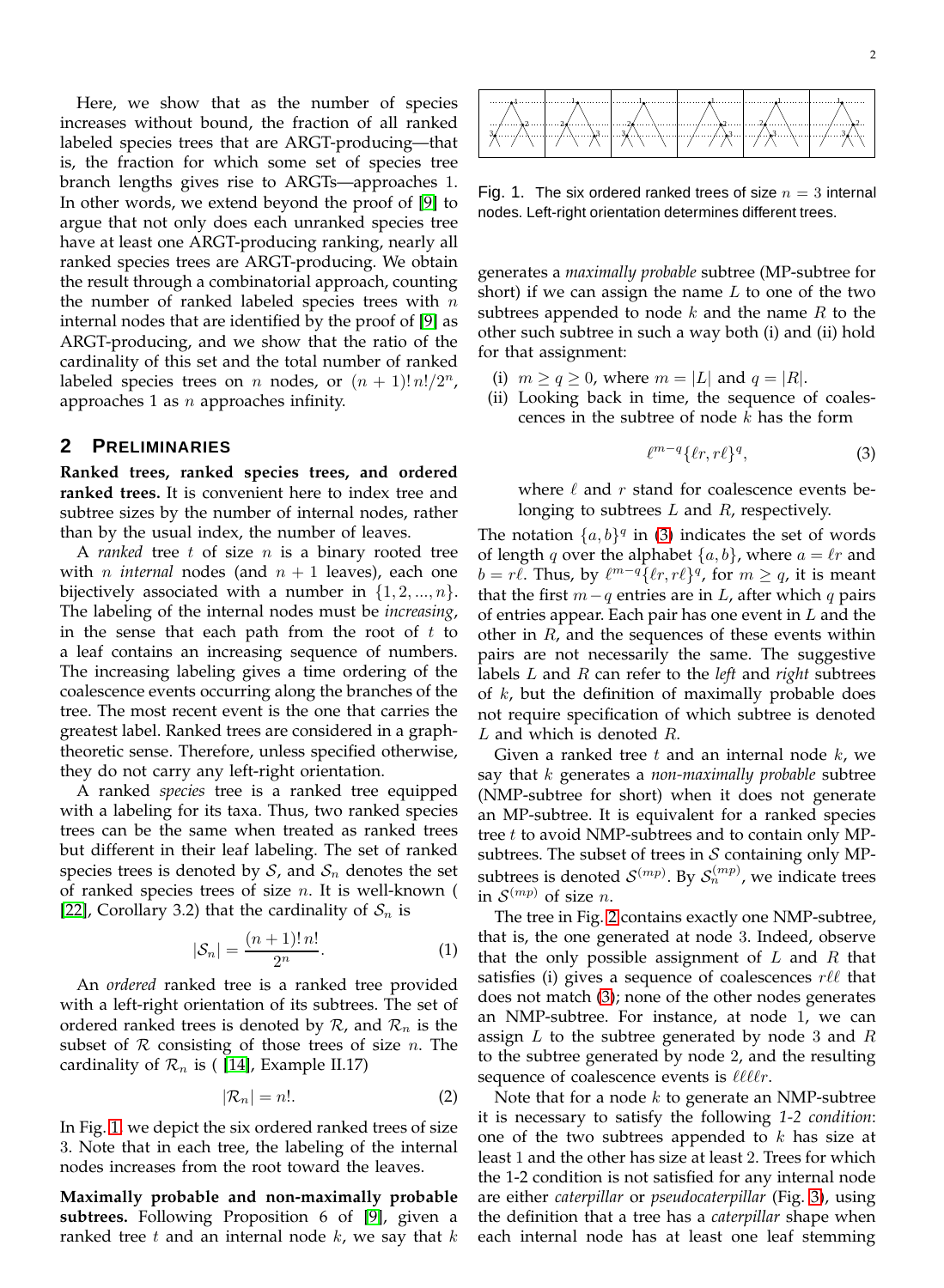Here, we show that as the number of species increases without bound, the fraction of all ranked labeled species trees that are ARGT-producing—that is, the fraction for which some set of species tree branch lengths gives rise to ARGTs—approaches 1. In other words, we extend beyond the proof of [9] to argue that not only does each unranked species tree have at least one ARGT-producing ranking, nearly all ranked species trees are ARGT-producing. We obtain the result through a combinatorial approach, counting the number of ranked labeled species trees with $n$ internal nodes that are identified by the proof of [9] as ARGT-producing, and we show that the ratio of the cardinality of this set and the total number of ranked labeled species trees on $n$ nodes, or $(n+1)!\,n!/2^n$, approaches 1 as $n$ approaches infinity.

## 2 Preliminaries

**Ranked trees, ranked species trees, and ordered ranked trees.** It is convenient here to index tree and subtree sizes by the number of internal nodes, rather than by the usual index, the number of leaves.

A *ranked* tree $t$ of size $n$ is a binary rooted tree with $n$ *internal* nodes (and $n+1$ leaves), each one bijectively associated with a number in $\{1, 2, ..., n\}$. The labeling of the internal nodes must be *increasing*, in the sense that each path from the root of $t$ to a leaf contains an increasing sequence of numbers. The increasing labeling gives a time ordering of the coalescence events occurring along the branches of the tree. The most recent event is the one that carries the greatest label. Ranked trees are considered in a graph-theoretic sense. Therefore, unless specified otherwise, they do not carry any left-right orientation.

A ranked *species* tree is a ranked tree equipped with a labeling for its taxa. Thus, two ranked species trees can be the same when treated as ranked trees but different in their leaf labeling. The set of ranked species trees is denoted by $\mathcal{S}$, and $\mathcal{S}_n$ denotes the set of ranked species trees of size $n$. It is well-known ([22], Corollary 3.2) that the cardinality of $\mathcal{S}_n$ is

$$|\mathcal{S}_n| = \frac{(n+1)!\,n!}{2^n}. \tag{1}$$

An *ordered* ranked tree is a ranked tree provided with a left-right orientation of its subtrees. The set of ordered ranked trees is denoted by $\mathcal{R}$, and $\mathcal{R}_n$ is the subset of $\mathcal{R}$ consisting of those trees of size $n$. The cardinality of $\mathcal{R}_n$ is ([14], Example II.17)

$$|\mathcal{R}_n| = n!. \tag{2}$$

In Fig. 1 we depict the six ordered ranked trees of size 3. Note that in each tree, the labeling of the internal nodes increases from the root toward the leaves.

Fig. 1. The six ordered ranked trees of size $n = 3$ internal nodes. Left-right orientation determines different trees.

**Maximally probable and non-maximally probable subtrees.** Following Proposition 6 of [9], given a ranked tree $t$ and an internal node $k$, we say that $k$ generates a *maximally probable* subtree (MP-subtree for short) if we can assign the name $L$ to one of the two subtrees appended to node $k$ and the name $R$ to the other such subtree in such a way both (i) and (ii) hold for that assignment:

(i) $m \geq q \geq 0$, where $m = |L|$ and $q = |R|$.

(ii) Looking back in time, the sequence of coalescences in the subtree of node $k$ has the form

$$\ell^{m-q}\{\ell r, r\ell\}^q, \tag{3}$$

where $\ell$ and $r$ stand for coalescence events belonging to subtrees $L$ and $R$, respectively.

The notation $\{a, b\}^q$ in (3) indicates the set of words of length $q$ over the alphabet $\{a, b\}$, where $a = \ell r$ and $b = r\ell$. Thus, by $\ell^{m-q}\{\ell r, r\ell\}^q$, for $m \geq q$, it is meant that the first $m-q$ entries are in $L$, after which $q$ pairs of entries appear. Each pair has one event in $L$ and the other in $R$, and the sequences of these events within pairs are not necessarily the same. The suggestive labels $L$ and $R$ can refer to the *left* and *right* subtrees of $k$, but the definition of maximally probable does not require specification of which subtree is denoted $L$ and which is denoted $R$.

Given a ranked tree $t$ and an internal node $k$, we say that $k$ generates a *non-maximally probable* subtree (NMP-subtree for short) when it does not generate an MP-subtree. It is equivalent for a ranked species tree $t$ to avoid NMP-subtrees and to contain only MP-subtrees. The subset of trees in $\mathcal{S}$ containing only MP-subtrees is denoted $\mathcal{S}^{(mp)}$. By $\mathcal{S}_n^{(mp)}$, we indicate trees in $\mathcal{S}^{(mp)}$ of size $n$.

The tree in Fig. 2 contains exactly one NMP-subtree, that is, the one generated at node 3. Indeed, observe that the only possible assignment of $L$ and $R$ that satisfies (i) gives a sequence of coalescences $r\ell\ell$ that does not match (3); none of the other nodes generates an NMP-subtree. For instance, at node 1, we can assign $L$ to the subtree generated by node 3 and $R$ to the subtree generated by node 2, and the resulting sequence of coalescence events is $\ell\ell\ell r$.

Note that for a node $k$ to generate an NMP-subtree it is necessary to satisfy the following *1-2 condition*: one of the two subtrees appended to $k$ has size at least 1 and the other has size at least 2. Trees for which the 1-2 condition is not satisfied for any internal node are either *caterpillar* or *pseudocaterpillar* (Fig. 3), using the definition that a tree has a *caterpillar* shape when each internal node has at least one leaf stemming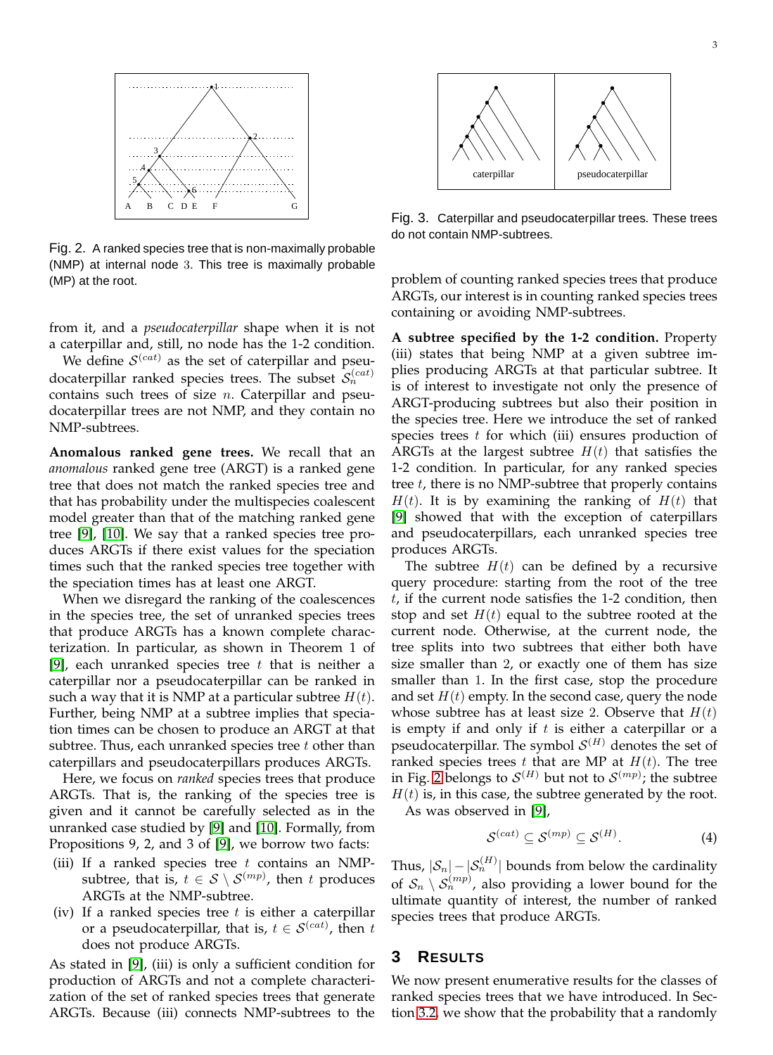Fig. 2. A ranked species tree that is non-maximally probable (NMP) at internal node 3. This tree is maximally probable (MP) at the root.

Fig. 3. Caterpillar and pseudocaterpillar trees. These trees do not contain NMP-subtrees.

from it, and a *pseudocaterpillar* shape when it is not a caterpillar and, still, no node has the 1-2 condition.

We define $\mathcal{S}^{(cat)}$ as the set of caterpillar and pseudocaterpillar ranked species trees. The subset $\mathcal{S}_n^{(cat)}$ contains such trees of size $n$. Caterpillar and pseudocaterpillar trees are not NMP, and they contain no NMP-subtrees.

**Anomalous ranked gene trees.** We recall that an *anomalous* ranked gene tree (ARGT) is a ranked gene tree that does not match the ranked species tree and that has probability under the multispecies coalescent model greater than that of the matching ranked gene tree [9], [10]. We say that a ranked species tree produces ARGTs if there exist values for the speciation times such that the ranked species tree together with the speciation times has at least one ARGT.

When we disregard the ranking of the coalescences in the species tree, the set of unranked species trees that produce ARGTs has a known complete characterization. In particular, as shown in Theorem 1 of [9], each unranked species tree $t$ that is neither a caterpillar nor a pseudocaterpillar can be ranked in such a way that it is NMP at a particular subtree $H(t)$. Further, being NMP at a subtree implies that speciation times can be chosen to produce an ARGT at that subtree. Thus, each unranked species tree $t$ other than caterpillars and pseudocaterpillars produces ARGTs.

Here, we focus on *ranked* species trees that produce ARGTs. That is, the ranking of the species tree is given and it cannot be carefully selected as in the unranked case studied by [9] and [10]. Formally, from Propositions 9, 2, and 3 of [9], we borrow two facts:

(iii) If a ranked species tree $t$ contains an NMP-subtree, that is, $t \in \mathcal{S} \setminus \mathcal{S}^{(mp)}$, then $t$ produces ARGTs at the NMP-subtree.

(iv) If a ranked species tree $t$ is either a caterpillar or a pseudocaterpillar, that is, $t \in \mathcal{S}^{(cat)}$, then $t$ does not produce ARGTs.

As stated in [9], (iii) is only a sufficient condition for production of ARGTs and not a complete characterization of the set of ranked species trees that generate ARGTs. Because (iii) connects NMP-subtrees to the problem of counting ranked species trees that produce ARGTs, our interest is in counting ranked species trees containing or avoiding NMP-subtrees.

**A subtree specified by the 1-2 condition.** Property (iii) states that being NMP at a given subtree implies producing ARGTs at that particular subtree. It is of interest to investigate not only the presence of ARGT-producing subtrees but also their position in the species tree. Here we introduce the set of ranked species trees $t$ for which (iii) ensures production of ARGTs at the largest subtree $H(t)$ that satisfies the 1-2 condition. In particular, for any ranked species tree $t$, there is no NMP-subtree that properly contains $H(t)$. It is by examining the ranking of $H(t)$ that [9] showed that with the exception of caterpillars and pseudocaterpillars, each unranked species tree produces ARGTs.

The subtree $H(t)$ can be defined by a recursive query procedure: starting from the root of the tree $t$, if the current node satisfies the 1-2 condition, then stop and set $H(t)$ equal to the subtree rooted at the current node. Otherwise, at the current node, the tree splits into two subtrees that either both have size smaller than 2, or exactly one of them has size smaller than 1. In the first case, stop the procedure and set $H(t)$ empty. In the second case, query the node whose subtree has at least size 2. Observe that $H(t)$ is empty if and only if $t$ is either a caterpillar or a pseudocaterpillar. The symbol $\mathcal{S}^{(H)}$ denotes the set of ranked species trees $t$ that are MP at $H(t)$. The tree in Fig. 2 belongs to $\mathcal{S}^{(H)}$ but not to $\mathcal{S}^{(mp)}$; the subtree $H(t)$ is, in this case, the subtree generated by the root.

As was observed in [9],

$$\mathcal{S}^{(cat)} \subseteq \mathcal{S}^{(mp)} \subseteq \mathcal{S}^{(H)}. \tag{4}$$

Thus, $|\mathcal{S}_n| - |\mathcal{S}_n^{(H)}|$ bounds from below the cardinality of $\mathcal{S}_n \setminus \mathcal{S}_n^{(mp)}$, also providing a lower bound for the ultimate quantity of interest, the number of ranked species trees that produce ARGTs.

## 3 Results

We now present enumerative results for the classes of ranked species trees that we have introduced. In Section 3.2, we show that the probability that a randomly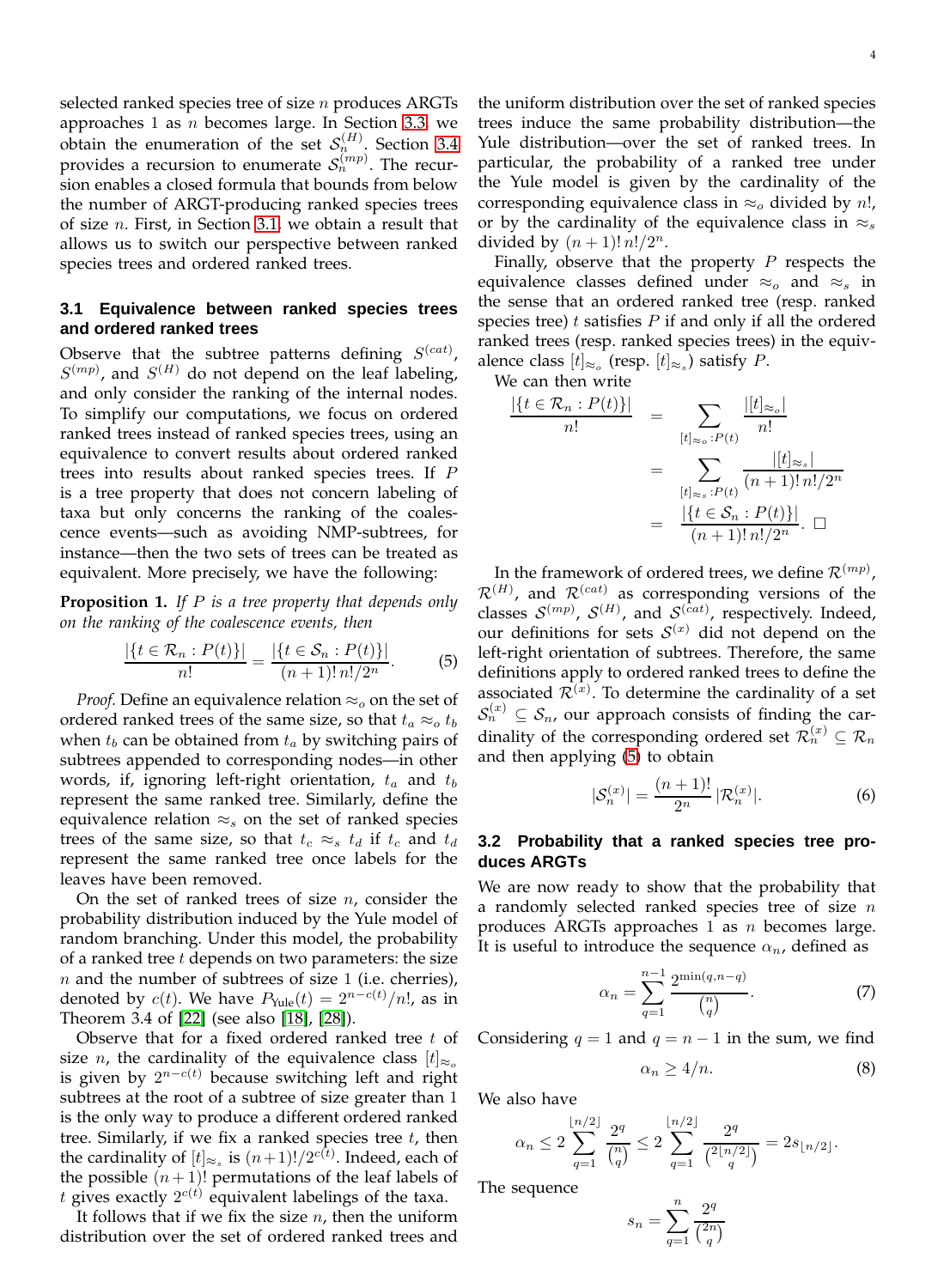selected ranked species tree of size $n$ produces ARGTs approaches 1 as $n$ becomes large. In Section 3.3 we obtain the enumeration of the set $\mathcal{S}_n^{(H)}$. Section 3.4 provides a recursion to enumerate $\mathcal{S}_n^{(mp)}$. The recursion enables a closed formula that bounds from below the number of ARGT-producing ranked species trees of size $n$. First, in Section 3.1, we obtain a result that allows us to switch our perspective between ranked species trees and ordered ranked trees.

### 3.1 Equivalence between ranked species trees and ordered ranked trees

Observe that the subtree patterns defining $S^{(cat)}$, $S^{(mp)}$, and $S^{(H)}$ do not depend on the leaf labeling, and only consider the ranking of the internal nodes. To simplify our computations, we focus on ordered ranked trees instead of ranked species trees, using an equivalence to convert results about ordered ranked trees into results about ranked species trees. If $P$ is a tree property that does not concern labeling of taxa but only concerns the ranking of the coalescence events—such as avoiding NMP-subtrees, for instance—then the two sets of trees can be treated as equivalent. More precisely, we have the following:

**Proposition 1.** *If $P$ is a tree property that depends only on the ranking of the coalescence events, then*

$$\frac{|\{t \in \mathcal{R}_n : P(t)\}|}{n!} = \frac{|\{t \in \mathcal{S}_n : P(t)\}|}{(n+1)!\, n!/2^n}. \tag{5}$$

*Proof.* Define an equivalence relation $\approx_o$ on the set of ordered ranked trees of the same size, so that $t_a \approx_o t_b$ when $t_b$ can be obtained from $t_a$ by switching pairs of subtrees appended to corresponding nodes—in other words, if, ignoring left-right orientation, $t_a$ and $t_b$ represent the same ranked tree. Similarly, define the equivalence relation $\approx_s$ on the set of ranked species trees of the same size, so that $t_c \approx_s t_d$ if $t_c$ and $t_d$ represent the same ranked tree once labels for the leaves have been removed.

On the set of ranked trees of size $n$, consider the probability distribution induced by the Yule model of random branching. Under this model, the probability of a ranked tree $t$ depends on two parameters: the size $n$ and the number of subtrees of size 1 (i.e. cherries), denoted by $c(t)$. We have $P_{\text{Yule}}(t) = 2^{n-c(t)}/n!$, as in Theorem 3.4 of [22] (see also [18], [28]).

Observe that for a fixed ordered ranked tree $t$ of size $n$, the cardinality of the equivalence class $[t]_{\approx_o}$ is given by $2^{n-c(t)}$ because switching left and right subtrees at the root of a subtree of size greater than 1 is the only way to produce a different ordered ranked tree. Similarly, if we fix a ranked species tree $t$, then the cardinality of $[t]_{\approx_s}$ is $(n+1)!/2^{c(t)}$. Indeed, each of the possible $(n+1)!$ permutations of the leaf labels of $t$ gives exactly $2^{c(t)}$ equivalent labelings of the taxa.

It follows that if we fix the size $n$, then the uniform distribution over the set of ordered ranked trees and the uniform distribution over the set of ranked species trees induce the same probability distribution—the Yule distribution—over the set of ranked trees. In particular, the probability of a ranked tree under the Yule model is given by the cardinality of the corresponding equivalence class in $\approx_o$ divided by $n!$, or by the cardinality of the equivalence class in $\approx_s$ divided by $(n+1)!\, n!/2^n$.

Finally, observe that the property $P$ respects the equivalence classes defined under $\approx_o$ and $\approx_s$ in the sense that an ordered ranked tree (resp. ranked species tree) $t$ satisfies $P$ if and only if all the ordered ranked trees (resp. ranked species trees) in the equivalence class $[t]_{\approx_o}$ (resp. $[t]_{\approx_s}$) satisfy $P$.

We can then write

$$\begin{aligned}
\frac{|\{t \in \mathcal{R}_n : P(t)\}|}{n!} &= \sum_{[t]_{\approx_o} : P(t)} \frac{|[t]_{\approx_o}|}{n!} \\
&= \sum_{[t]_{\approx_s} : P(t)} \frac{|[t]_{\approx_s}|}{(n+1)!\, n!/2^n} \\
&= \frac{|\{t \in \mathcal{S}_n : P(t)\}|}{(n+1)!\, n!/2^n}. \ \square
\end{aligned}$$

In the framework of ordered trees, we define $\mathcal{R}^{(mp)}$, $\mathcal{R}^{(H)}$, and $\mathcal{R}^{(cat)}$ as corresponding versions of the classes $\mathcal{S}^{(mp)}$, $\mathcal{S}^{(H)}$, and $\mathcal{S}^{(cat)}$, respectively. Indeed, our definitions for sets $\mathcal{S}^{(x)}$ did not depend on the left-right orientation of subtrees. Therefore, the same definitions apply to ordered ranked trees to define the associated $\mathcal{R}^{(x)}$. To determine the cardinality of a set $\mathcal{S}_n^{(x)} \subseteq \mathcal{S}_n$, our approach consists of finding the cardinality of the corresponding ordered set $\mathcal{R}_n^{(x)} \subseteq \mathcal{R}_n$ and then applying (5) to obtain

$$|\mathcal{S}_n^{(x)}| = \frac{(n+1)!}{2^n}\, |\mathcal{R}_n^{(x)}|. \tag{6}$$

### 3.2 Probability that a ranked species tree produces ARGTs

We are now ready to show that the probability that a randomly selected ranked species tree of size $n$ produces ARGTs approaches 1 as $n$ becomes large. It is useful to introduce the sequence $\alpha_n$, defined as

$$\alpha_n = \sum_{q=1}^{n-1} \frac{2^{\min(q, n-q)}}{\binom{n}{q}}. \tag{7}$$

Considering $q = 1$ and $q = n-1$ in the sum, we find

$$\alpha_n \geq 4/n. \tag{8}$$

We also have

$$\alpha_n \leq 2 \sum_{q=1}^{\lfloor n/2 \rfloor} \frac{2^q}{\binom{n}{q}} \leq 2 \sum_{q=1}^{\lfloor n/2 \rfloor} \frac{2^q}{\binom{2\lfloor n/2 \rfloor}{q}} = 2 s_{\lfloor n/2 \rfloor}.$$

The sequence

$$s_n = \sum_{q=1}^{n} \frac{2^q}{\binom{2n}{q}}$$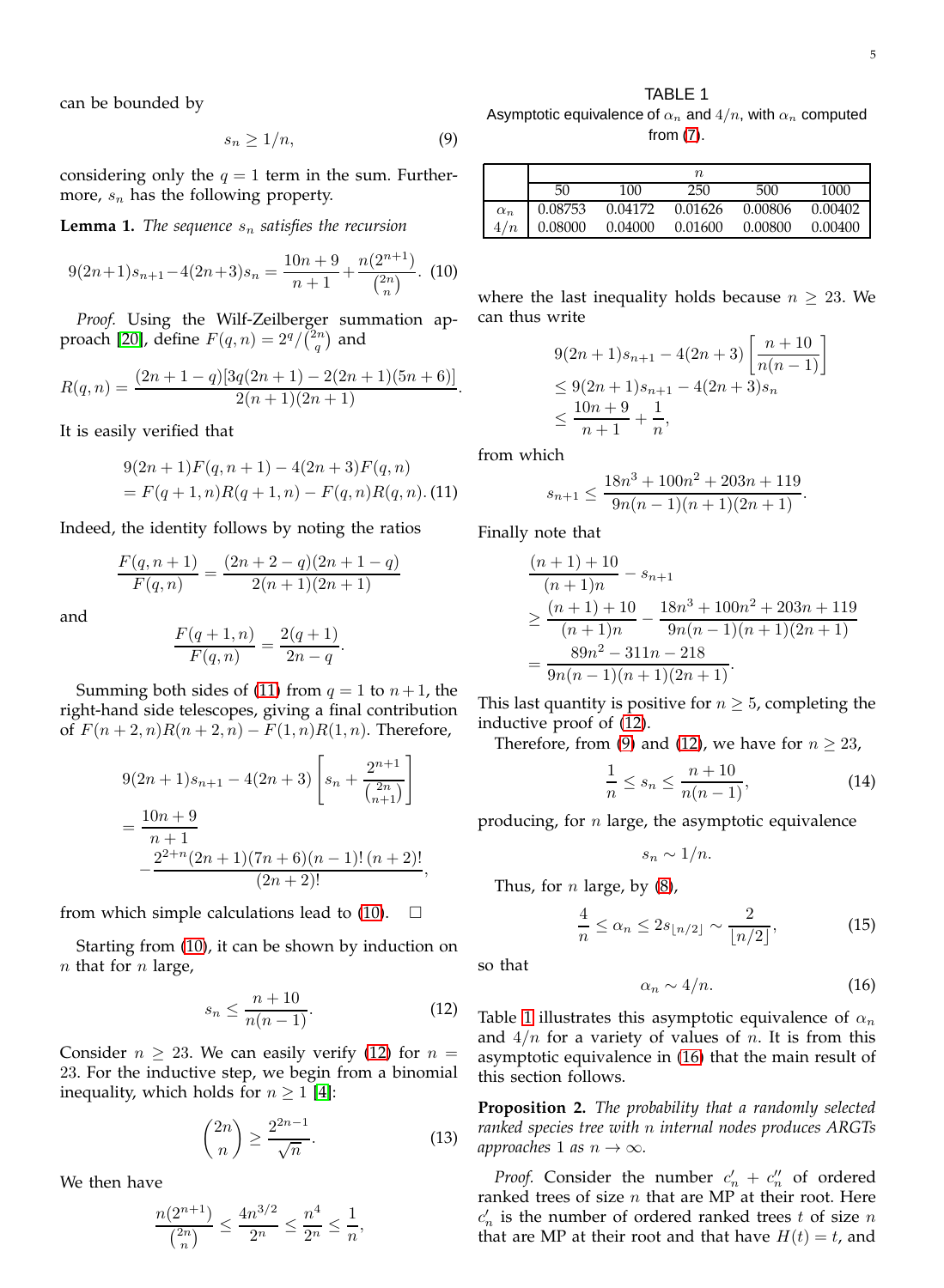can be bounded by

$$s_n \geq 1/n, \tag{9}$$

considering only the $q = 1$ term in the sum. Furthermore, $s_n$ has the following property.

**Lemma 1.** *The sequence $s_n$ satisfies the recursion*

$$9(2n+1)s_{n+1} - 4(2n+3)s_n = \frac{10n+9}{n+1} + \frac{n(2^{n+1})}{\binom{2n}{n}}. \tag{10}$$

*Proof.* Using the Wilf-Zeilberger summation approach [20], define $F(q,n) = 2^q/\binom{2n}{q}$ and

$$R(q,n) = \frac{(2n+1-q)[3q(2n+1) - 2(2n+1)(5n+6)]}{2(n+1)(2n+1)}.$$

It is easily verified that

$$\begin{aligned} &9(2n+1)F(q,n+1) - 4(2n+3)F(q,n) \\ &= F(q+1,n)R(q+1,n) - F(q,n)R(q,n). \end{aligned} \tag{11}$$

Indeed, the identity follows by noting the ratios

$$\frac{F(q,n+1)}{F(q,n)} = \frac{(2n+2-q)(2n+1-q)}{2(n+1)(2n+1)}$$

and

$$\frac{F(q+1,n)}{F(q,n)} = \frac{2(q+1)}{2n-q}.$$

Summing both sides of (11) from $q = 1$ to $n+1$, the right-hand side telescopes, giving a final contribution of $F(n+2,n)R(n+2,n) - F(1,n)R(1,n)$. Therefore,

$$\begin{aligned} &9(2n+1)s_{n+1} - 4(2n+3)\left[s_n + \frac{2^{n+1}}{\binom{2n}{n+1}}\right] \\ &= \frac{10n+9}{n+1} \\ &\quad - \frac{2^{2+n}(2n+1)(7n+6)(n-1)!\,(n+2)!}{(2n+2)!}, \end{aligned}$$

from which simple calculations lead to (10). □

Starting from (10), it can be shown by induction on $n$ that for $n$ large,

$$s_n \leq \frac{n+10}{n(n-1)}. \tag{12}$$

Consider $n \geq 23$. We can easily verify (12) for $n = 23$. For the inductive step, we begin from a binomial inequality, which holds for $n \geq 1$ [4]:

$$\binom{2n}{n} \geq \frac{2^{2n-1}}{\sqrt{n}}. \tag{13}$$

We then have

$$\frac{n(2^{n+1})}{\binom{2n}{n}} \leq \frac{4n^{3/2}}{2^n} \leq \frac{n^4}{2^n} \leq \frac{1}{n},$$

where the last inequality holds because $n \geq 23$. We can thus write

$$\begin{aligned} &9(2n+1)s_{n+1} - 4(2n+3)\left[\frac{n+10}{n(n-1)}\right] \\ &\leq 9(2n+1)s_{n+1} - 4(2n+3)s_n \\ &\leq \frac{10n+9}{n+1} + \frac{1}{n}, \end{aligned}$$

from which

$$s_{n+1} \leq \frac{18n^3 + 100n^2 + 203n + 119}{9n(n-1)(n+1)(2n+1)}.$$

Finally note that

$$\begin{aligned} &\frac{(n+1)+10}{(n+1)n} - s_{n+1} \\ &\geq \frac{(n+1)+10}{(n+1)n} - \frac{18n^3 + 100n^2 + 203n + 119}{9n(n-1)(n+1)(2n+1)} \\ &= \frac{89n^2 - 311n - 218}{9n(n-1)(n+1)(2n+1)}. \end{aligned}$$

This last quantity is positive for $n \geq 5$, completing the inductive proof of (12).

Therefore, from (9) and (12), we have for $n \geq 23$,

$$\frac{1}{n} \leq s_n \leq \frac{n+10}{n(n-1)}, \tag{14}$$

producing, for $n$ large, the asymptotic equivalence

$$s_n \sim 1/n.$$

Thus, for $n$ large, by (8),

$$\frac{4}{n} \leq \alpha_n \leq 2s_{\lfloor n/2 \rfloor} \sim \frac{2}{\lfloor n/2 \rfloor}, \tag{15}$$

so that

$$\alpha_n \sim 4/n. \tag{16}$$

Table 1 illustrates this asymptotic equivalence of $\alpha_n$ and $4/n$ for a variety of values of $n$. It is from this asymptotic equivalence in (16) that the main result of this section follows.

TABLE 1
Asymptotic equivalence of $\alpha_n$ and $4/n$, with $\alpha_n$ computed from (7).

| | $n$ | | | | |
|---|---|---|---|---|---|
| | 50 | 100 | 250 | 500 | 1000 |
| $\alpha_n$ | 0.08753 | 0.04172 | 0.01626 | 0.00806 | 0.00402 |
| $4/n$ | 0.08000 | 0.04000 | 0.01600 | 0.00800 | 0.00400 |

**Proposition 2.** *The probability that a randomly selected ranked species tree with $n$ internal nodes produces ARGTs approaches 1 as $n \to \infty$.*

*Proof.* Consider the number $c_n' + c_n''$ of ordered ranked trees of size $n$ that are MP at their root. Here $c_n'$ is the number of ordered ranked trees $t$ of size $n$ that are MP at their root and that have $H(t) = t$, and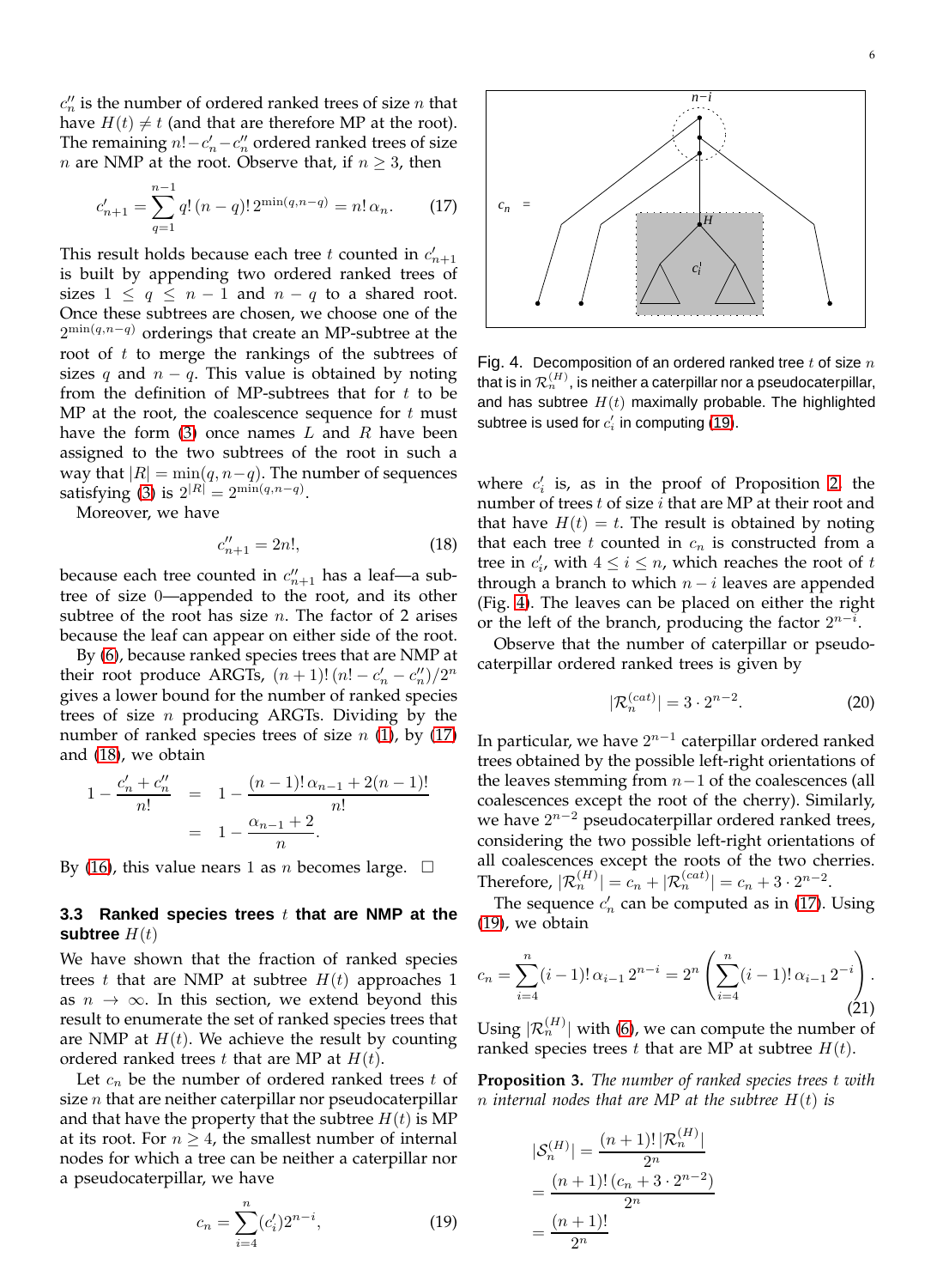$c''_n$ is the number of ordered ranked trees of size $n$ that have $H(t) \neq t$ (and that are therefore MP at the root). The remaining $n! - c'_n - c''_n$ ordered ranked trees of size $n$ are NMP at the root. Observe that, if $n \geq 3$, then

$$c'_{n+1} = \sum_{q=1}^{n-1} q!\,(n-q)!\,2^{\min(q,n-q)} = n!\,\alpha_n. \tag{17}$$

This result holds because each tree $t$ counted in $c'_{n+1}$ is built by appending two ordered ranked trees of sizes $1 \leq q \leq n-1$ and $n-q$ to a shared root. Once these subtrees are chosen, we choose one of the $2^{\min(q,n-q)}$ orderings that create an MP-subtree at the root of $t$ to merge the rankings of the subtrees of sizes $q$ and $n-q$. This value is obtained by noting from the definition of MP-subtrees that for $t$ to be MP at the root, the coalescence sequence for $t$ must have the form (3) once names $L$ and $R$ have been assigned to the two subtrees of the root in such a way that $|R| = \min(q, n-q)$. The number of sequences satisfying (3) is $2^{|R|} = 2^{\min(q,n-q)}$.

Moreover, we have

$$c''_{n+1} = 2n!, \tag{18}$$

because each tree counted in $c''_{n+1}$ has a leaf—a subtree of size 0—appended to the root, and its other subtree of the root has size $n$. The factor of 2 arises because the leaf can appear on either side of the root.

By (6), because ranked species trees that are NMP at their root produce ARGTs, $(n+1)!\,(n! - c'_n - c''_n)/2^n$ gives a lower bound for the number of ranked species trees of size $n$ producing ARGTs. Dividing by the number of ranked species trees of size $n$ (1), by (17) and (18), we obtain

$$\begin{aligned} 1 - \frac{c'_n + c''_n}{n!} &= 1 - \frac{(n-1)!\,\alpha_{n-1} + 2(n-1)!}{n!} \\ &= 1 - \frac{\alpha_{n-1} + 2}{n}. \end{aligned}$$

By (16), this value nears 1 as $n$ becomes large. □

### 3.3 Ranked species trees $t$ that are NMP at the subtree $H(t)$

We have shown that the fraction of ranked species trees $t$ that are NMP at subtree $H(t)$ approaches 1 as $n \to \infty$. In this section, we extend beyond this result to enumerate the set of ranked species trees that are NMP at $H(t)$. We achieve the result by counting ordered ranked trees $t$ that are MP at $H(t)$.

Let $c_n$ be the number of ordered ranked trees $t$ of size $n$ that are neither caterpillar nor pseudocaterpillar and that have the property that the subtree $H(t)$ is MP at its root. For $n \geq 4$, the smallest number of internal nodes for which a tree can be neither a caterpillar nor a pseudocaterpillar, we have

$$c_n = \sum_{i=4}^{n} (c'_i)\,2^{n-i}, \tag{19}$$

Fig. 4. Decomposition of an ordered ranked tree $t$ of size $n$ that is in $\mathcal{R}_n^{(H)}$, is neither a caterpillar nor a pseudocaterpillar, and has subtree $H(t)$ maximally probable. The highlighted subtree is used for $c'_i$ in computing (19).

where $c'_i$ is, as in the proof of Proposition 2, the number of trees $t$ of size $i$ that are MP at their root and that have $H(t) = t$. The result is obtained by noting that each tree $t$ counted in $c_n$ is constructed from a tree in $c'_i$, with $4 \leq i \leq n$, which reaches the root of $t$ through a branch to which $n-i$ leaves are appended (Fig. 4). The leaves can be placed on either the right or the left of the branch, producing the factor $2^{n-i}$.

Observe that the number of caterpillar or pseudocaterpillar ordered ranked trees is given by

$$|\mathcal{R}_n^{(cat)}| = 3 \cdot 2^{n-2}. \tag{20}$$

In particular, we have $2^{n-1}$ caterpillar ordered ranked trees obtained by the possible left-right orientations of the leaves stemming from $n-1$ of the coalescences (all coalescences except the root of the cherry). Similarly, we have $2^{n-2}$ pseudocaterpillar ordered ranked trees, considering the two possible left-right orientations of all coalescences except the roots of the two cherries. Therefore, $|\mathcal{R}_n^{(H)}| = c_n + |\mathcal{R}_n^{(cat)}| = c_n + 3 \cdot 2^{n-2}$.

The sequence $c'_n$ can be computed as in (17). Using (19), we obtain

$$c_n = \sum_{i=4}^{n} (i-1)!\,\alpha_{i-1}\,2^{n-i} = 2^n \left( \sum_{i=4}^{n} (i-1)!\,\alpha_{i-1}\,2^{-i} \right). \tag{21}$$

Using $|\mathcal{R}_n^{(H)}|$ with (6), we can compute the number of ranked species trees $t$ that are MP at subtree $H(t)$.

**Proposition 3.** *The number of ranked species trees $t$ with $n$ internal nodes that are MP at the subtree $H(t)$ is*

$$\begin{aligned} |\mathcal{S}_n^{(H)}| &= \frac{(n+1)!\,|\mathcal{R}_n^{(H)}|}{2^n} \\ &= \frac{(n+1)!\,(c_n + 3 \cdot 2^{n-2})}{2^n} \\ &= \frac{(n+1)!}{2^n} \end{aligned}$$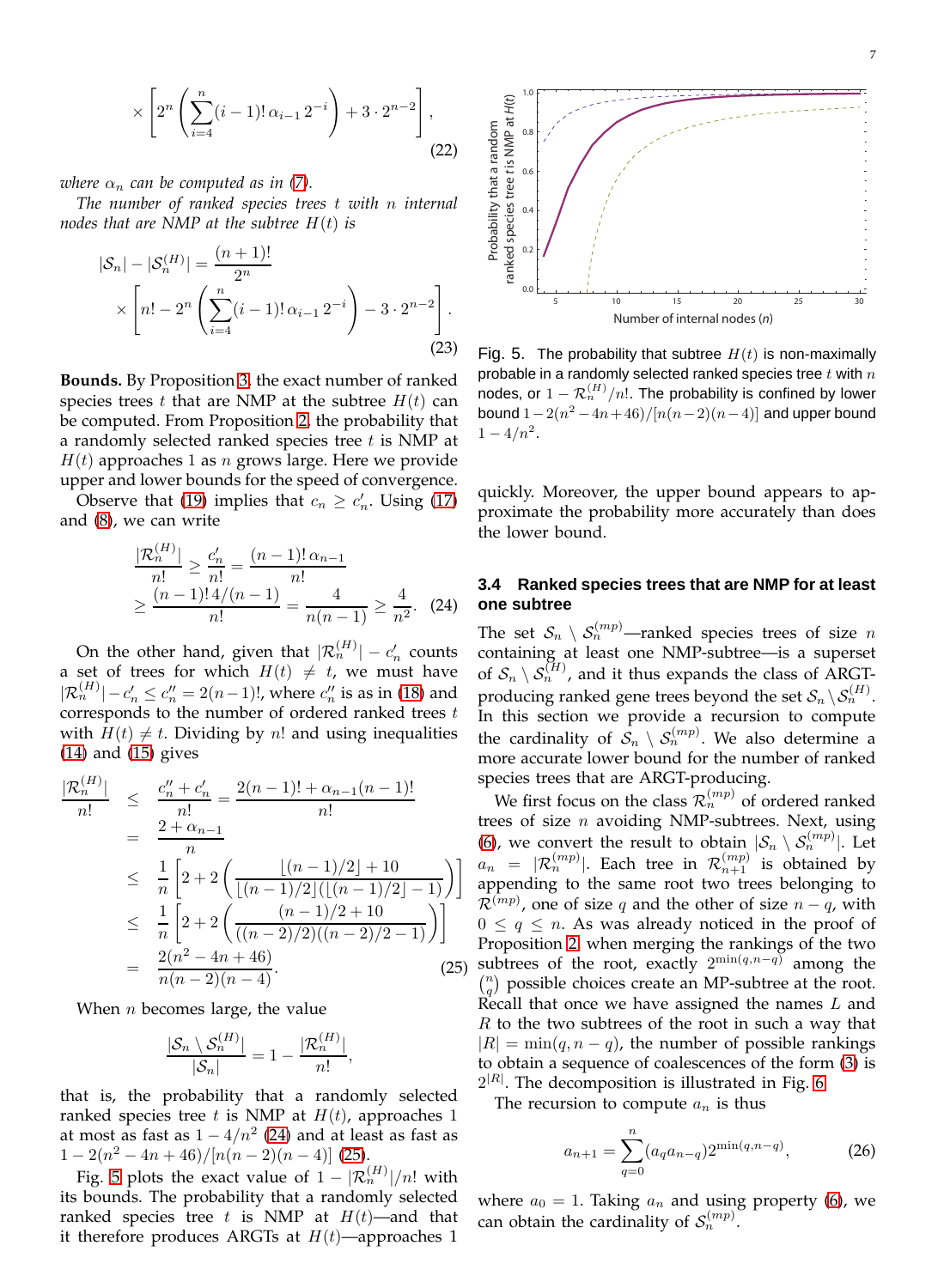$$\times \left[ 2^n \left( \sum_{i=4}^{n} (i-1)!\, \alpha_{i-1}\, 2^{-i} \right) + 3 \cdot 2^{n-2} \right], \tag{22}$$

*where $\alpha_n$ can be computed as in (7).*

*The number of ranked species trees $t$ with $n$ internal nodes that are NMP at the subtree $H(t)$ is*

$$|\mathcal{S}_n| - |\mathcal{S}_n^{(H)}| = \frac{(n+1)!}{2^n} \times \left[ n! - 2^n \left( \sum_{i=4}^{n} (i-1)!\, \alpha_{i-1}\, 2^{-i} \right) - 3 \cdot 2^{n-2} \right]. \tag{23}$$

**Bounds.** By Proposition 3, the exact number of ranked species trees $t$ that are NMP at the subtree $H(t)$ can be computed. From Proposition 2, the probability that a randomly selected ranked species tree $t$ is NMP at $H(t)$ approaches 1 as $n$ grows large. Here we provide upper and lower bounds for the speed of convergence.

Observe that (19) implies that $c_n \geq c'_n$. Using (17) and (8), we can write

$$\frac{|\mathcal{R}_n^{(H)}|}{n!} \geq \frac{c'_n}{n!} = \frac{(n-1)!\, \alpha_{n-1}}{n!} \geq \frac{(n-1)!\, 4/(n-1)}{n!} = \frac{4}{n(n-1)} \geq \frac{4}{n^2}. \tag{24}$$

On the other hand, given that $|\mathcal{R}_n^{(H)}| - c'_n$ counts a set of trees for which $H(t) \neq t$, we must have $|\mathcal{R}_n^{(H)}| - c'_n \leq c''_n = 2(n-1)!$, where $c''_n$ is as in (18) and corresponds to the number of ordered ranked trees $t$ with $H(t) \neq t$. Dividing by $n!$ and using inequalities (14) and (15) gives

$$\begin{aligned}
\frac{|\mathcal{R}_n^{(H)}|}{n!} &\leq \frac{c''_n + c'_n}{n!} = \frac{2(n-1)! + \alpha_{n-1}(n-1)!}{n!} \\
&= \frac{2 + \alpha_{n-1}}{n} \\
&\leq \frac{1}{n}\left[ 2 + 2\left( \frac{\lfloor (n-1)/2 \rfloor + 10}{\lfloor (n-1)/2 \rfloor (\lfloor (n-1)/2 \rfloor - 1)} \right) \right] \\
&\leq \frac{1}{n}\left[ 2 + 2\left( \frac{(n-1)/2 + 10}{((n-2)/2)((n-2)/2 - 1)} \right) \right] \\
&= \frac{2(n^2 - 4n + 46)}{n(n-2)(n-4)}.
\end{aligned} \tag{25}$$

When $n$ becomes large, the value

$$\frac{|\mathcal{S}_n \setminus \mathcal{S}_n^{(H)}|}{|\mathcal{S}_n|} = 1 - \frac{|\mathcal{R}_n^{(H)}|}{n!},$$

that is, the probability that a randomly selected ranked species tree $t$ is NMP at $H(t)$, approaches 1 at most as fast as $1 - 4/n^2$ (24) and at least as fast as $1 - 2(n^2 - 4n + 46)/[n(n-2)(n-4)]$ (25).

Fig. 5 plots the exact value of $1 - |\mathcal{R}_n^{(H)}|/n!$ with its bounds. The probability that a randomly selected ranked species tree $t$ is NMP at $H(t)$—and that it therefore produces ARGTs at $H(t)$—approaches 1 quickly. Moreover, the upper bound appears to approximate the probability more accurately than does the lower bound.

Fig. 5. The probability that subtree $H(t)$ is non-maximally probable in a randomly selected ranked species tree $t$ with $n$ nodes, or $1 - \mathcal{R}_n^{(H)}/n!$. The probability is confined by lower bound $1 - 2(n^2 - 4n + 46)/[n(n-2)(n-4)]$ and upper bound $1 - 4/n^2$.

### 3.4 Ranked species trees that are NMP for at least one subtree

The set $\mathcal{S}_n \setminus \mathcal{S}_n^{(mp)}$—ranked species trees of size $n$ containing at least one NMP-subtree—is a superset of $\mathcal{S}_n \setminus \mathcal{S}_n^{(H)}$, and it thus expands the class of ARGT-producing ranked gene trees beyond the set $\mathcal{S}_n \setminus \mathcal{S}_n^{(H)}$. In this section we provide a recursion to compute the cardinality of $\mathcal{S}_n \setminus \mathcal{S}_n^{(mp)}$. We also determine a more accurate lower bound for the number of ranked species trees that are ARGT-producing.

We first focus on the class $\mathcal{R}_n^{(mp)}$ of ordered ranked trees of size $n$ avoiding NMP-subtrees. Next, using (6), we convert the result to obtain $|\mathcal{S}_n \setminus \mathcal{S}_n^{(mp)}|$. Let $a_n = |\mathcal{R}_n^{(mp)}|$. Each tree in $\mathcal{R}_{n+1}^{(mp)}$ is obtained by appending to the same root two trees belonging to $\mathcal{R}^{(mp)}$, one of size $q$ and the other of size $n-q$, with $0 \leq q \leq n$. As was already noticed in the proof of Proposition 2, when merging the rankings of the two subtrees of the root, exactly $2^{\min(q,n-q)}$ among the $\binom{n}{q}$ possible choices create an MP-subtree at the root. Recall that once we have assigned the names $L$ and $R$ to the two subtrees of the root in such a way that $|R| = \min(q, n-q)$, the number of possible rankings to obtain a sequence of coalescences of the form (3) is $2^{|R|}$. The decomposition is illustrated in Fig. 6.

The recursion to compute $a_n$ is thus

$$a_{n+1} = \sum_{q=0}^{n} (a_q a_{n-q}) 2^{\min(q,n-q)}, \tag{26}$$

where $a_0 = 1$. Taking $a_n$ and using property (6), we can obtain the cardinality of $\mathcal{S}_n^{(mp)}$.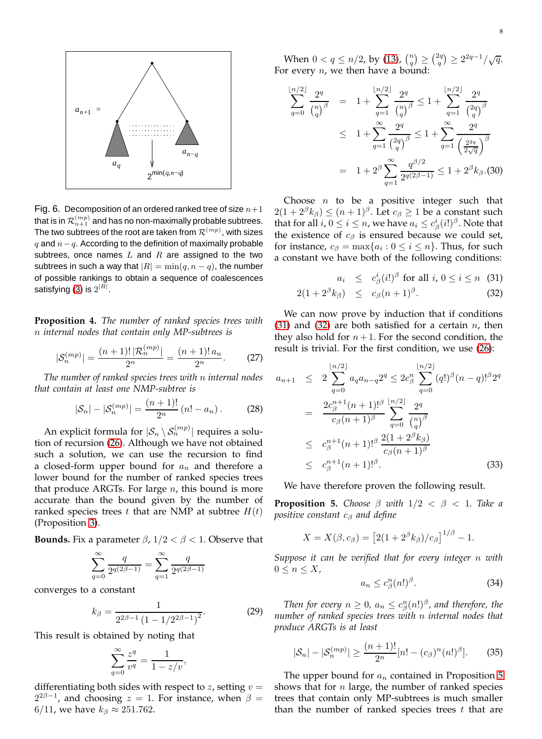Fig. 6. Decomposition of an ordered ranked tree of size $n+1$ that is in $\mathcal{R}^{(mp)}_{n+1}$ and has no non-maximally probable subtrees. The two subtrees of the root are taken from $\mathcal{R}^{(mp)}$, with sizes $q$ and $n-q$. According to the definition of maximally probable subtrees, once names $L$ and $R$ are assigned to the two subtrees in such a way that $|R| = \min(q, n-q)$, the number of possible rankings to obtain a sequence of coalescences satisfying (3) is $2^{|R|}$.

**Proposition 4.** *The number of ranked species trees with $n$ internal nodes that contain only MP-subtrees is*

$$|\mathcal{S}^{(mp)}_n| = \frac{(n+1)!\,|\mathcal{R}^{(mp)}_n|}{2^n} = \frac{(n+1)!\,a_n}{2^n}. \qquad (27)$$

*The number of ranked species trees with $n$ internal nodes that contain at least one NMP-subtree is*

$$|\mathcal{S}_n| - |\mathcal{S}^{(mp)}_n| = \frac{(n+1)!}{2^n}\left(n! - a_n\right). \qquad (28)$$

An explicit formula for $|\mathcal{S}_n \setminus \mathcal{S}^{(mp)}_n|$ requires a solution of recursion (26). Although we have not obtained such a solution, we can use the recursion to find a closed-form upper bound for $a_n$ and therefore a lower bound for the number of ranked species trees that produce ARGTs. For large $n$, this bound is more accurate than the bound given by the number of ranked species trees $t$ that are NMP at subtree $H(t)$ (Proposition 3).

**Bounds.** Fix a parameter $\beta$, $1/2 < \beta < 1$. Observe that

$$\sum_{q=0}^{\infty} \frac{q}{2^{q(2\beta-1)}} = \sum_{q=1}^{\infty} \frac{q}{2^{q(2\beta-1)}}$$

converges to a constant

$$k_\beta = \frac{1}{2^{2\beta-1}\left(1 - 1/2^{2\beta-1}\right)^2}. \qquad (29)$$

This result is obtained by noting that

$$\sum_{q=0}^{\infty} \frac{z^q}{v^q} = \frac{1}{1 - z/v},$$

differentiating both sides with respect to $z$, setting $v = 2^{2\beta-1}$, and choosing $z = 1$. For instance, when $\beta = 6/11$, we have $k_\beta \approx 251.762$.

When $0 < q \le n/2$, by (13), $\binom{n}{q} \ge \binom{2q}{q} \ge 2^{2q-1}/\sqrt{q}$. For every $n$, we then have a bound:

$$\begin{aligned}
\sum_{q=0}^{\lfloor n/2 \rfloor} \frac{2^q}{\binom{n}{q}^\beta} &= 1 + \sum_{q=1}^{\lfloor n/2 \rfloor} \frac{2^q}{\binom{n}{q}^\beta} \le 1 + \sum_{q=1}^{\lfloor n/2 \rfloor} \frac{2^q}{\binom{2q}{q}^\beta} \\
&\le 1 + \sum_{q=1}^{\infty} \frac{2^q}{\binom{2q}{q}^\beta} \le 1 + \sum_{q=1}^{\infty} \frac{2^q}{\left(\frac{2^{2q}}{2\sqrt{q}}\right)^\beta} \\
&= 1 + 2^\beta \sum_{q=1}^{\infty} \frac{q^{\beta/2}}{2^{q(2\beta-1)}} \le 1 + 2^\beta k_\beta. \quad (30)
\end{aligned}$$

Choose $n$ to be a positive integer such that $2(1 + 2^\beta k_\beta) \le (n+1)^\beta$. Let $c_\beta \ge 1$ be a constant such that for all $i$, $0 \le i \le n$, we have $a_i \le c^i_\beta (i!)^\beta$. Note that the existence of $c_\beta$ is ensured because we could set, for instance, $c_\beta = \max\{a_i : 0 \le i \le n\}$. Thus, for such a constant we have both of the following conditions:

$$\begin{aligned}
a_i &\le c^i_\beta (i!)^\beta \text{ for all } i,\ 0 \le i \le n \quad (31) \\
2(1 + 2^\beta k_\beta) &\le c_\beta (n+1)^\beta. \quad (32)
\end{aligned}$$

We can now prove by induction that if conditions (31) and (32) are both satisfied for a certain $n$, then they also hold for $n+1$. For the second condition, the result is trivial. For the first condition, we use (26):

$$\begin{aligned}
a_{n+1} &\le 2 \sum_{q=0}^{\lfloor n/2 \rfloor} a_q a_{n-q} 2^q \le 2 c^n_\beta \sum_{q=0}^{\lfloor n/2 \rfloor} (q!)^\beta (n-q)!^\beta 2^q \\
&= \frac{2 c^{n+1}_\beta (n+1)!^\beta}{c_\beta (n+1)^\beta} \sum_{q=0}^{\lfloor n/2 \rfloor} \frac{2^q}{\binom{n}{q}^\beta} \\
&\le c^{n+1}_\beta (n+1)!^\beta \, \frac{2(1 + 2^\beta k_\beta)}{c_\beta (n+1)^\beta} \\
&\le c^{n+1}_\beta (n+1)!^\beta. \quad (33)
\end{aligned}$$

We have therefore proven the following result.

**Proposition 5.** *Choose $\beta$ with $1/2 < \beta < 1$. Take a positive constant $c_\beta$ and define*

$$X = X(\beta, c_\beta) = \left[2(1 + 2^\beta k_\beta)/c_\beta\right]^{1/\beta} - 1.$$

*Suppose it can be verified that for every integer $n$ with $0 \le n \le X$,*

$$a_n \le c^n_\beta (n!)^\beta. \qquad (34)$$

*Then for every $n \ge 0$, $a_n \le c^n_\beta (n!)^\beta$, and therefore, the number of ranked species trees with $n$ internal nodes that produce ARGTs is at least*

$$|\mathcal{S}_n| - |\mathcal{S}^{(mp)}_n| \ge \frac{(n+1)!}{2^n}[n! - (c_\beta)^n (n!)^\beta]. \qquad (35)$$

The upper bound for $a_n$ contained in Proposition 5 shows that for $n$ large, the number of ranked species trees that contain only MP-subtrees is much smaller than the number of ranked species trees $t$ that are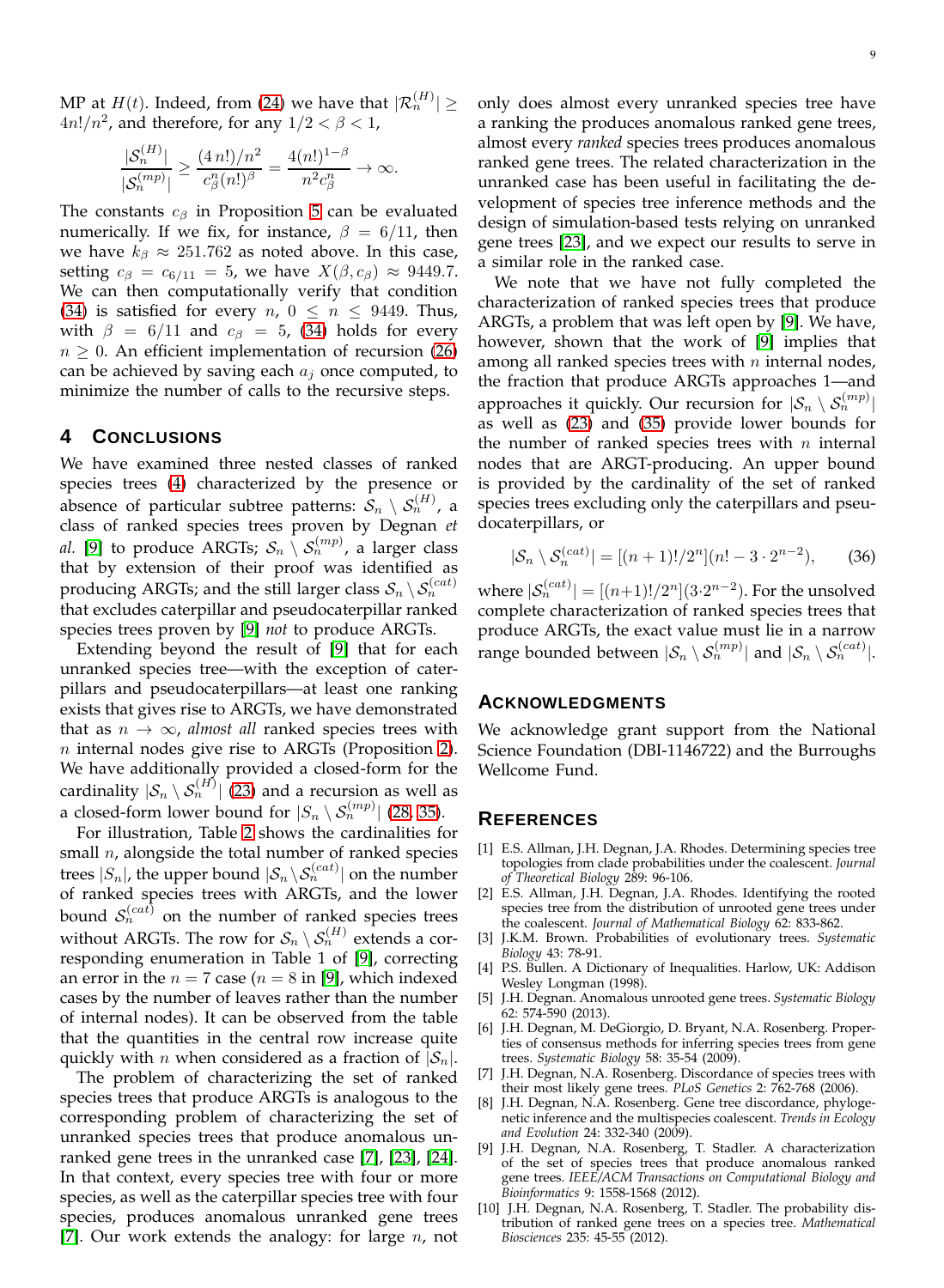MP at $H(t)$. Indeed, from (24) we have that $|\mathcal{R}_n^{(H)}| \geq 4n!/n^2$, and therefore, for any $1/2 < \beta < 1$,

$$\frac{|\mathcal{S}_n^{(H)}|}{|\mathcal{S}_n^{(mp)}|} \geq \frac{(4\,n!)/n^2}{c_\beta^n (n!)^\beta} = \frac{4(n!)^{1-\beta}}{n^2 c_\beta^n} \to \infty.$$

The constants $c_\beta$ in Proposition 5 can be evaluated numerically. If we fix, for instance, $\beta = 6/11$, then we have $k_\beta \approx 251.762$ as noted above. In this case, setting $c_\beta = c_{6/11} = 5$, we have $X(\beta, c_\beta) \approx 9449.7$. We can then computationally verify that condition (34) is satisfied for every $n$, $0 \leq n \leq 9449$. Thus, with $\beta = 6/11$ and $c_\beta = 5$, (34) holds for every $n \geq 0$. An efficient implementation of recursion (26) can be achieved by saving each $a_j$ once computed, to minimize the number of calls to the recursive steps.

## 4 Conclusions

We have examined three nested classes of ranked species trees (4) characterized by the presence or absence of particular subtree patterns: $\mathcal{S}_n \setminus \mathcal{S}_n^{(H)}$, a class of ranked species trees proven by Degnan *et al.* [9] to produce ARGTs; $\mathcal{S}_n \setminus \mathcal{S}_n^{(mp)}$, a larger class that by extension of their proof was identified as producing ARGTs; and the still larger class $\mathcal{S}_n \setminus \mathcal{S}_n^{(cat)}$ that excludes caterpillar and pseudocaterpillar ranked species trees proven by [9] *not* to produce ARGTs.

Extending beyond the result of [9] that for each unranked species tree—with the exception of caterpillars and pseudocaterpillars—at least one ranking exists that gives rise to ARGTs, we have demonstrated that as $n \to \infty$, *almost all* ranked species trees with $n$ internal nodes give rise to ARGTs (Proposition 2). We have additionally provided a closed-form for the cardinality $|\mathcal{S}_n \setminus \mathcal{S}_n^{(H)}|$ (23) and a recursion as well as a closed-form lower bound for $|\mathcal{S}_n \setminus \mathcal{S}_n^{(mp)}|$ (28, 35).

For illustration, Table 2 shows the cardinalities for small $n$, alongside the total number of ranked species trees $|\mathcal{S}_n|$, the upper bound $|\mathcal{S}_n \setminus \mathcal{S}_n^{(cat)}|$ on the number of ranked species trees with ARGTs, and the lower bound $\mathcal{S}_n^{(cat)}$ on the number of ranked species trees without ARGTs. The row for $\mathcal{S}_n \setminus \mathcal{S}_n^{(H)}$ extends a corresponding enumeration in Table 1 of [9], correcting an error in the $n = 7$ case ($n = 8$ in [9], which indexed cases by the number of leaves rather than the number of internal nodes). It can be observed from the table that the quantities in the central row increase quite quickly with $n$ when considered as a fraction of $|\mathcal{S}_n|$.

The problem of characterizing the set of ranked species trees that produce ARGTs is analogous to the corresponding problem of characterizing the set of unranked species trees that produce anomalous unranked gene trees in the unranked case [7], [23], [24]. In that context, every species tree with four or more species, as well as the caterpillar species tree with four species, produces anomalous unranked gene trees [7]. Our work extends the analogy: for large $n$, not only does almost every unranked species tree have a ranking the produces anomalous ranked gene trees, almost every *ranked* species trees produces anomalous ranked gene trees. The related characterization in the unranked case has been useful in facilitating the development of species tree inference methods and the design of simulation-based tests relying on unranked gene trees [23], and we expect our results to serve in a similar role in the ranked case.

We note that we have not fully completed the characterization of ranked species trees that produce ARGTs, a problem that was left open by [9]. We have, however, shown that the work of [9] implies that among all ranked species trees with $n$ internal nodes, the fraction that produce ARGTs approaches 1—and approaches it quickly. Our recursion for $|\mathcal{S}_n \setminus \mathcal{S}_n^{(mp)}|$ as well as (23) and (35) provide lower bounds for the number of ranked species trees with $n$ internal nodes that are ARGT-producing. An upper bound is provided by the cardinality of the set of ranked species trees excluding only the caterpillars and pseudocaterpillars, or

$$|\mathcal{S}_n \setminus \mathcal{S}_n^{(cat)}| = [(n+1)!/2^n](n! - 3 \cdot 2^{n-2}), \tag{36}$$

where $|\mathcal{S}_n^{(cat)}| = [(n+1)!/2^n](3 \cdot 2^{n-2})$. For the unsolved complete characterization of ranked species trees that produce ARGTs, the exact value must lie in a narrow range bounded between $|\mathcal{S}_n \setminus \mathcal{S}_n^{(mp)}|$ and $|\mathcal{S}_n \setminus \mathcal{S}_n^{(cat)}|$.

## Acknowledgments

We acknowledge grant support from the National Science Foundation (DBI-1146722) and the Burroughs Wellcome Fund.

## References

[1] E.S. Allman, J.H. Degnan, J.A. Rhodes. Determining species tree topologies from clade probabilities under the coalescent. *Journal of Theoretical Biology* 289: 96-106.

[2] E.S. Allman, J.H. Degnan, J.A. Rhodes. Identifying the rooted species tree from the distribution of unrooted gene trees under the coalescent. *Journal of Mathematical Biology* 62: 833-862.

[3] J.K.M. Brown. Probabilities of evolutionary trees. *Systematic Biology* 43: 78-91.

[4] P.S. Bullen. A Dictionary of Inequalities. Harlow, UK: Addison Wesley Longman (1998).

[5] J.H. Degnan. Anomalous unrooted gene trees. *Systematic Biology* 62: 574-590 (2013).

[6] J.H. Degnan, M. DeGiorgio, D. Bryant, N.A. Rosenberg. Properties of consensus methods for inferring species trees from gene trees. *Systematic Biology* 58: 35-54 (2009).

[7] J.H. Degnan, N.A. Rosenberg. Discordance of species trees with their most likely gene trees. *PLoS Genetics* 2: 762-768 (2006).

[8] J.H. Degnan, N.A. Rosenberg. Gene tree discordance, phylogenetic inference and the multispecies coalescent. *Trends in Ecology and Evolution* 24: 332-340 (2009).

[9] J.H. Degnan, N.A. Rosenberg, T. Stadler. A characterization of the set of species trees that produce anomalous ranked gene trees. *IEEE/ACM Transactions on Computational Biology and Bioinformatics* 9: 1558-1568 (2012).

[10] J.H. Degnan, N.A. Rosenberg, T. Stadler. The probability distribution of ranked gene trees on a species tree. *Mathematical Biosciences* 235: 45-55 (2012).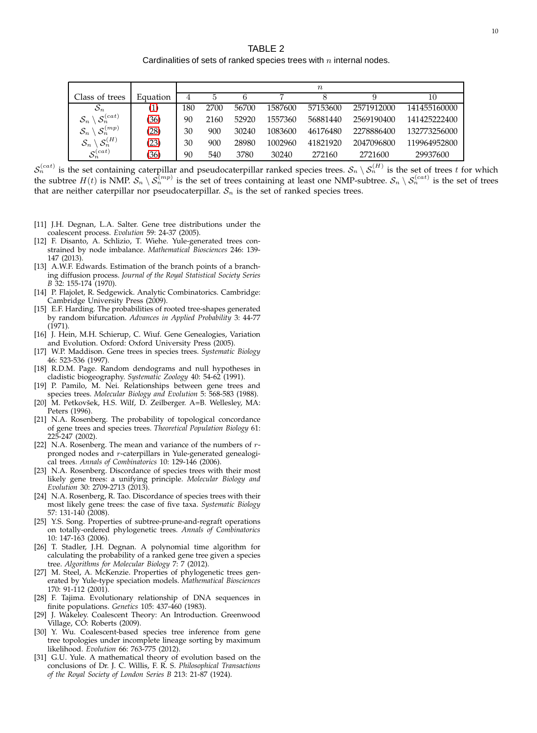TABLE 2

Cardinalities of sets of ranked species trees with $n$ internal nodes.

| Class of trees | Equation | $n$ | | | | | | |
|---|---|---|---|---|---|---|---|---|
| | | 4 | 5 | 6 | 7 | 8 | 9 | 10 |
| $\mathcal{S}_n$ | (1) | 180 | 2700 | 56700 | 1587600 | 57153600 | 2571912000 | 141455160000 |
| $\mathcal{S}_n \setminus \mathcal{S}_n^{(cat)}$ | (36) | 90 | 2160 | 52920 | 1557360 | 56881440 | 2569190400 | 141425222400 |
| $\mathcal{S}_n \setminus \mathcal{S}_n^{(mp)}$ | (28) | 30 | 900 | 30240 | 1083600 | 46176480 | 2278886400 | 132773256000 |
| $\mathcal{S}_n \setminus \mathcal{S}_n^{(H)}$ | (23) | 30 | 900 | 28980 | 1002960 | 41821920 | 2047096800 | 119964952800 |
| $\mathcal{S}_n^{(cat)}$ | (36) | 90 | 540 | 3780 | 30240 | 272160 | 2721600 | 29937600 |

$\mathcal{S}_n^{(cat)}$ is the set containing caterpillar and pseudocaterpillar ranked species trees. $\mathcal{S}_n \setminus \mathcal{S}_n^{(H)}$ is the set of trees $t$ for which the subtree $H(t)$ is NMP. $\mathcal{S}_n \setminus \mathcal{S}_n^{(mp)}$ is the set of trees containing at least one NMP-subtree. $\mathcal{S}_n \setminus \mathcal{S}_n^{(cat)}$ is the set of trees that are neither caterpillar nor pseudocaterpillar. $\mathcal{S}_n$ is the set of ranked species trees.

[11] J.H. Degnan, L.A. Salter. Gene tree distributions under the coalescent process. *Evolution* 59: 24-37 (2005).

[12] F. Disanto, A. Schlizio, T. Wiehe. Yule-generated trees constrained by node imbalance. *Mathematical Biosciences* 246: 139-147 (2013).

[13] A.W.F. Edwards. Estimation of the branch points of a branching diffusion process. *Journal of the Royal Statistical Society Series B* 32: 155-174 (1970).

[14] P. Flajolet, R. Sedgewick. Analytic Combinatorics. Cambridge: Cambridge University Press (2009).

[15] E.F. Harding. The probabilities of rooted tree-shapes generated by random bifurcation. *Advances in Applied Probability* 3: 44-77 (1971).

[16] J. Hein, M.H. Schierup, C. Wiuf. Gene Genealogies, Variation and Evolution. Oxford: Oxford University Press (2005).

[17] W.P. Maddison. Gene trees in species trees. *Systematic Biology* 46: 523-536 (1997).

[18] R.D.M. Page. Random dendograms and null hypotheses in cladistic biogeography. *Systematic Zoology* 40: 54-62 (1991).

[19] P. Pamilo, M. Nei. Relationships between gene trees and species trees. *Molecular Biology and Evolution* 5: 568-583 (1988).

[20] M. Petkovšek, H.S. Wilf, D. Zeilberger. A=B. Wellesley, MA: Peters (1996).

[21] N.A. Rosenberg. The probability of topological concordance of gene trees and species trees. *Theoretical Population Biology* 61: 225-247 (2002).

[22] N.A. Rosenberg. The mean and variance of the numbers of $r$-pronged nodes and $r$-caterpillars in Yule-generated genealogical trees. *Annals of Combinatorics* 10: 129-146 (2006).

[23] N.A. Rosenberg. Discordance of species trees with their most likely gene trees: a unifying principle. *Molecular Biology and Evolution* 30: 2709-2713 (2013).

[24] N.A. Rosenberg, R. Tao. Discordance of species trees with their most likely gene trees: the case of five taxa. *Systematic Biology* 57: 131-140 (2008).

[25] Y.S. Song. Properties of subtree-prune-and-regraft operations on totally-ordered phylogenetic trees. *Annals of Combinatorics* 10: 147-163 (2006).

[26] T. Stadler, J.H. Degnan. A polynomial time algorithm for calculating the probability of a ranked gene tree given a species tree. *Algorithms for Molecular Biology* 7: 7 (2012).

[27] M. Steel, A. McKenzie. Properties of phylogenetic trees generated by Yule-type speciation models. *Mathematical Biosciences* 170: 91-112 (2001).

[28] F. Tajima. Evolutionary relationship of DNA sequences in finite populations. *Genetics* 105: 437-460 (1983).

[29] J. Wakeley. Coalescent Theory: An Introduction. Greenwood Village, CO: Roberts (2009).

[30] Y. Wu. Coalescent-based species tree inference from gene tree topologies under incomplete lineage sorting by maximum likelihood. *Evolution* 66: 763-775 (2012).

[31] G.U. Yule. A mathematical theory of evolution based on the conclusions of Dr. J. C. Willis, F. R. S. *Philosophical Transactions of the Royal Society of London Series B* 213: 21-87 (1924).